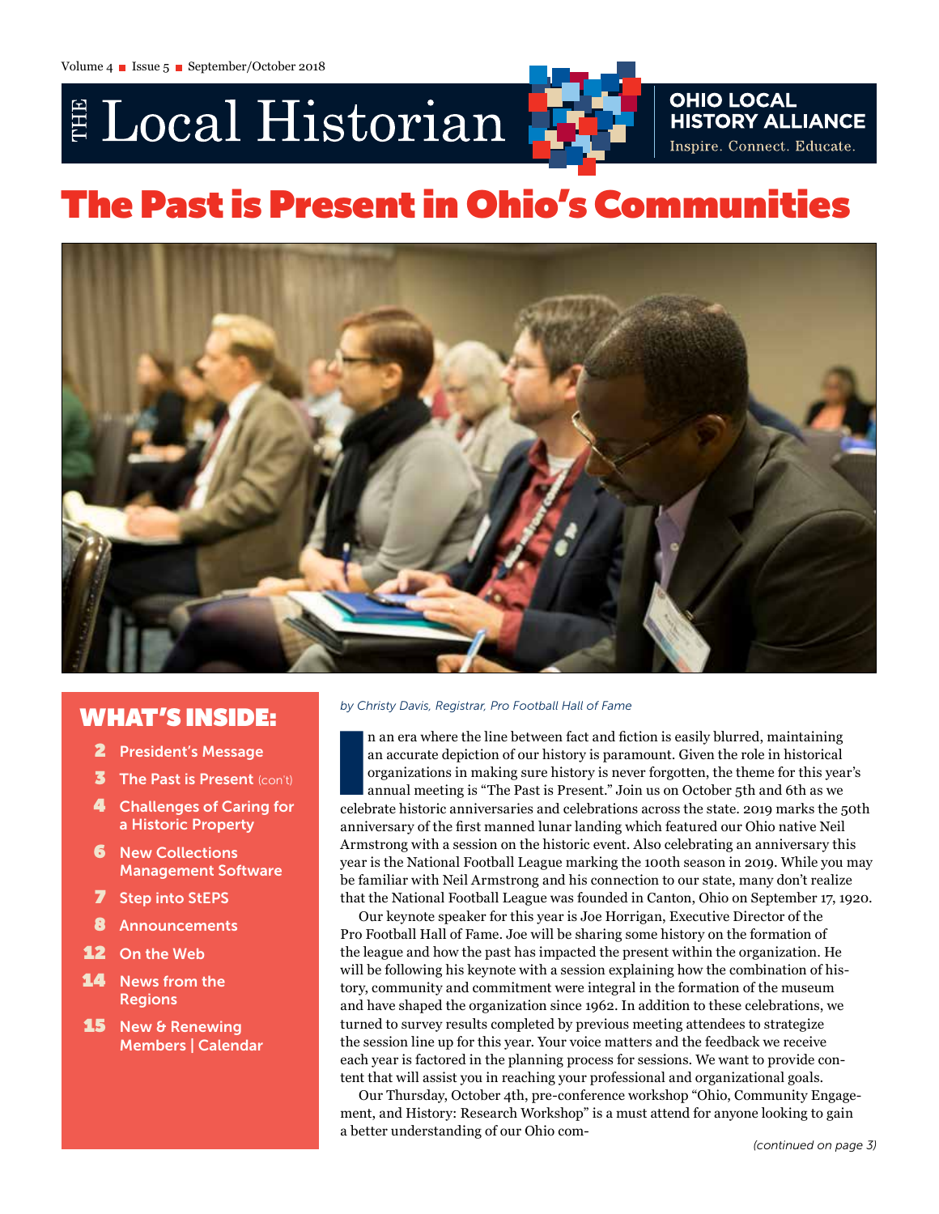# THE Local Historian

**OHIO LOCAL HISTORY ALLIANCE**
Inspire. Connect. Educate.

# The Past is Present in Ohio's Communities

## WHAT'S INSIDE:

- **2** President's Message
- **3** The Past is Present (con't)
- **4** Challenges of Caring for a Historic Property
- **6** New Collections Management Software
- **7** Step into StEPS
- **8** Announcements
- **12** On the Web
- **14** News from the Regions
- **15** New & Renewing Members | Calendar

*by Christy Davis, Registrar, Pro Football Hall of Fame*

In an era where the line between fact and fiction is easily blurred, maintaining an accurate depiction of our history is paramount. Given the role in historical organizations in making sure history is never forgotten, the theme for this year's annual meeting is "The Past is Present." Join us on October 5th and 6th as we celebrate historic anniversaries and celebrations across the state. 2019 marks the 50th anniversary of the first manned lunar landing which featured our Ohio native Neil Armstrong with a session on the historic event. Also celebrating an anniversary this year is the National Football League marking the 100th season in 2019. While you may be familiar with Neil Armstrong and his connection to our state, many don't realize that the National Football League was founded in Canton, Ohio on September 17, 1920.

Our keynote speaker for this year is Joe Horrigan, Executive Director of the Pro Football Hall of Fame. Joe will be sharing some history on the formation of the league and how the past has impacted the present within the organization. He will be following his keynote with a session explaining how the combination of history, community and commitment were integral in the formation of the museum and have shaped the organization since 1962. In addition to these celebrations, we turned to survey results completed by previous meeting attendees to strategize the session line up for this year. Your voice matters and the feedback we receive each year is factored in the planning process for sessions. We want to provide content that will assist you in reaching your professional and organizational goals.

Our Thursday, October 4th, pre-conference workshop "Ohio, Community Engagement, and History: Research Workshop" is a must attend for anyone looking to gain a better understanding of our Ohio com-

*(continued on page 3)*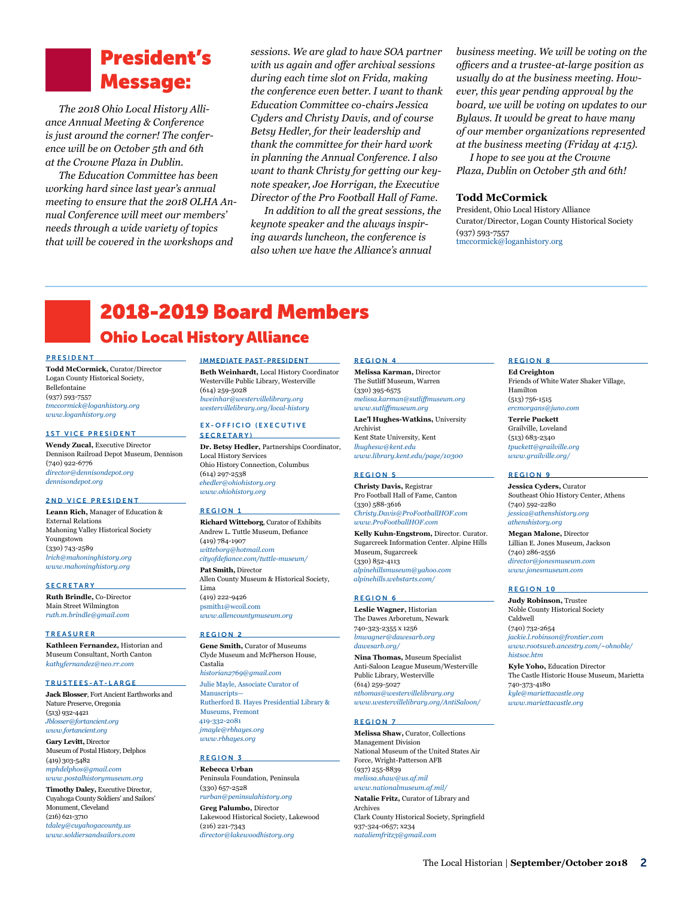# President's Message:

*The 2018 Ohio Local History Alliance Annual Meeting & Conference is just around the corner! The conference will be on October 5th and 6th at the Crowne Plaza in Dublin.*

*The Education Committee has been working hard since last year's annual meeting to ensure that the 2018 OLHA Annual Conference will meet our members' needs through a wide variety of topics that will be covered in the workshops and sessions. We are glad to have SOA partner with us again and offer archival sessions during each time slot on Frida, making the conference even better. I want to thank Education Committee co-chairs Jessica Cyders and Christy Davis, and of course Betsy Hedler, for their leadership and thank the committee for their hard work in planning the Annual Conference. I also want to thank Christy for getting our keynote speaker, Joe Horrigan, the Executive Director of the Pro Football Hall of Fame.*

*In addition to all the great sessions, the keynote speaker and the always inspiring awards luncheon, the conference is also when we have the Alliance's annual business meeting. We will be voting on the officers and a trustee-at-large position as usually do at the business meeting. However, this year pending approval by the board, we will be voting on updates to our Bylaws. It would be great to have many of our member organizations represented at the business meeting (Friday at 4:15).*

*I hope to see you at the Crowne Plaza, Dublin on October 5th and 6th!*

**Todd McCormick**
President, Ohio Local History Alliance
Curator/Director, Logan County Historical Society
(937) 593-7557
tmccormick@loganhistory.org

# 2018-2019 Board Members

## Ohio Local History Alliance

### PRESIDENT

**Todd McCormick,** Curator/Director
Logan County Historical Society, Bellefontaine
(937) 593-7557
*tmccormick@loganhistory.org*
*www.loganhistory.org*

### 1ST VICE PRESIDENT

**Wendy Zucal,** Executive Director
Dennison Railroad Depot Museum, Dennison
(740) 922-6776
*director@dennisondepot.org*
*dennisondepot.org*

### 2ND VICE PRESIDENT

**Leann Rich,** Manager of Education & External Relations
Mahoning Valley Historical Society
Youngstown
(330) 743-2589
*lrich@mahoninghistory.org*
*www.mahoninghistory.org*

### SECRETARY

**Ruth Brindle,** Co-Director
Main Street Wilmington
*ruth.m.brindle@gmail.com*

### TREASURER

**Kathleen Fernandez,** Historian and Museum Consultant, North Canton
*kathyfernandez@neo.rr.com*

### TRUSTEES-AT-LARGE

**Jack Blosser,** Fort Ancient Earthworks and Nature Preserve, Oregonia
(513) 932-4421
*Jblosser@fortancient.org*
*www.fortancient.org*

**Gary Levitt,** Director
Museum of Postal History, Delphos
(419) 303-5482
*mphdelphos@gmail.com*
*www.postalhistorymuseum.org*

**Timothy Daley,** Executive Director, Cuyahoga County Soldiers' and Sailors' Monument, Cleveland
(216) 621-3710
*tdaley@cuyahogacounty.us*
*www.soldiersandsailors.com*

### IMMEDIATE PAST-PRESIDENT

**Beth Weinhardt,** Local History Coordinator
Westerville Public Library, Westerville
(614) 259-5028
*bweinhar@westervillelibrary.org*
*westervillelibrary.org/local-history*

### EX-OFFICIO (EXECUTIVE SECRETARY)

**Dr. Betsy Hedler,** Partnerships Coordinator, Local History Services
Ohio History Connection, Columbus
(614) 297-2538
*ehedler@ohiohistory.org*
*www.ohiohistory.org*

### REGION 1

**Richard Witteborg,** Curator of Exhibits
Andrew L. Tuttle Museum, Defiance
(419) 784-1907
*witteborg@hotmail.com*
*cityofdefiance.com/tuttle-museum/*

**Pat Smith,** Director
Allen County Museum & Historical Society, Lima
(419) 222-9426
psmith1@wcoil.com
*www.allencountymuseum.org*

### REGION 2

**Gene Smith,** Curator of Museums
Clyde Museum and McPherson House, Castalia
*historian2769@gmail.com*

Julie Mayle, Associate Curator of Manuscripts—
Rutherford B. Hayes Presidential Library & Museums, Fremont
419-332-2081
*jmayle@rbhayes.org*
*www.rbhayes.org*

### REGION 3

**Rebecca Urban**
Peninsula Foundation, Peninsula
(330) 657-2528
*rurban@peninsulahistory.org*

**Greg Palumbo,** Director
Lakewood Historical Society, Lakewood
(216) 221-7343
*director@lakewoodhistory.org*

### REGION 4

**Melissa Karman,** Director
The Sutliff Museum, Warren
(330) 395-6575
*melissa.karman@sutliffmuseum.org*
*www.sutliffmuseum.org*

**Lae'l Hughes-Watkins,** University Archivist
Kent State University, Kent
*lhughesw@kent.edu*
*www.library.kent.edu/page/10300*

### REGION 5

**Christy Davis,** Registrar
Pro Football Hall of Fame, Canton
(330) 588-3616
*Christy.Davis@ProFootballHOF.com*
*www.ProFootballHOF.com*

**Kelly Kuhn-Engstrom,** Director. Curator.
Sugarcreek Information Center. Alpine Hills Museum, Sugarcreek
(330) 852-4113
*alpinehillsmuseum@yahoo.com*
*alpinehills.webstarts.com/*

### REGION 6

**Leslie Wagner,** Historian
The Dawes Arboretum, Newark
740-323-2355 x 1256
*lmwagner@dawesarb.org*
*dawesarb.org/*

**Nina Thomas,** Museum Specialist
Anti-Saloon League Museum/Westerville Public Library, Westerville
(614) 259-5027
*nthomas@westervillelibrary.org*
*www.westervillelibrary.org/AntiSaloon/*

### REGION 7

**Melissa Shaw,** Curator, Collections Management Division
National Museum of the United States Air Force, Wright-Patterson AFB
(937) 255-8839
*melissa.shaw@us.af.mil*
*www.nationalmuseum.af.mil/*

**Natalie Fritz,** Curator of Library and Archives
Clark County Historical Society, Springfield
937-324-0657; x234
*nataliemfritz3@gmail.com*

### REGION 8

**Ed Creighton**
Friends of White Water Shaker Village, Hamilton
(513) 756-1515
*ercmorgans@juno.com*

**Terrie Puckett**
Grailville, Loveland
(513) 683-2340
*tpuckett@grailville.org*
*www.grailville.org/*

### REGION 9

**Jessica Cyders,** Curator
Southeast Ohio History Center, Athens
(740) 592-2280
*jessica@athenshistory.org*
*athenshistory.org*

**Megan Malone,** Director
Lillian E. Jones Museum, Jackson
(740) 286-2556
*director@jonesmuseum.com*
*www.jonesmuseum.com*

### REGION 10

**Judy Robinson,** Trustee
Noble County Historical Society
Caldwell
(740) 732-2654
*jackie.l.robinson@frontier.com*
*www.rootsweb.ancestry.com/~ohnoble/histsoc.htm*

**Kyle Yoho,** Education Director
The Castle Historic House Museum, Marietta
740-373-4180
*kyle@mariettacastle.org*
*www.mariettacastle.org*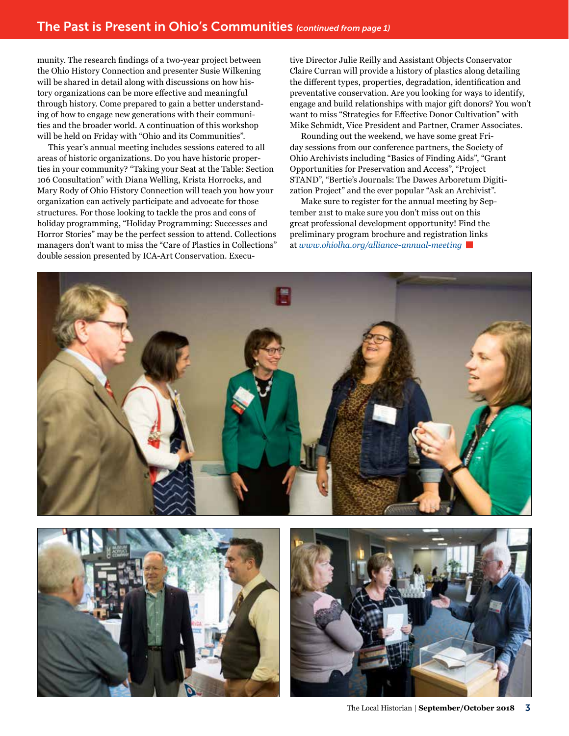## The Past is Present in Ohio's Communities *(continued from page 1)*

munity. The research findings of a two-year project between the Ohio History Connection and presenter Susie Wilkening will be shared in detail along with discussions on how history organizations can be more effective and meaningful through history. Come prepared to gain a better understanding of how to engage new generations with their communities and the broader world. A continuation of this workshop will be held on Friday with "Ohio and its Communities".

This year's annual meeting includes sessions catered to all areas of historic organizations. Do you have historic properties in your community? "Taking your Seat at the Table: Section 106 Consultation" with Diana Welling, Krista Horrocks, and Mary Rody of Ohio History Connection will teach you how your organization can actively participate and advocate for those structures. For those looking to tackle the pros and cons of holiday programming, "Holiday Programming: Successes and Horror Stories" may be the perfect session to attend. Collections managers don't want to miss the "Care of Plastics in Collections" double session presented by ICA-Art Conservation. Executive Director Julie Reilly and Assistant Objects Conservator Claire Curran will provide a history of plastics along detailing the different types, properties, degradation, identification and preventative conservation. Are you looking for ways to identify, engage and build relationships with major gift donors? You won't want to miss "Strategies for Effective Donor Cultivation" with Mike Schmidt, Vice President and Partner, Cramer Associates.

Rounding out the weekend, we have some great Friday sessions from our conference partners, the Society of Ohio Archivists including "Basics of Finding Aids", "Grant Opportunities for Preservation and Access", "Project STAND", "Bertie's Journals: The Dawes Arboretum Digitization Project" and the ever popular "Ask an Archivist".

Make sure to register for the annual meeting by September 21st to make sure you don't miss out on this great professional development opportunity! Find the preliminary program brochure and registration links at *www.ohiolha.org/alliance-annual-meeting*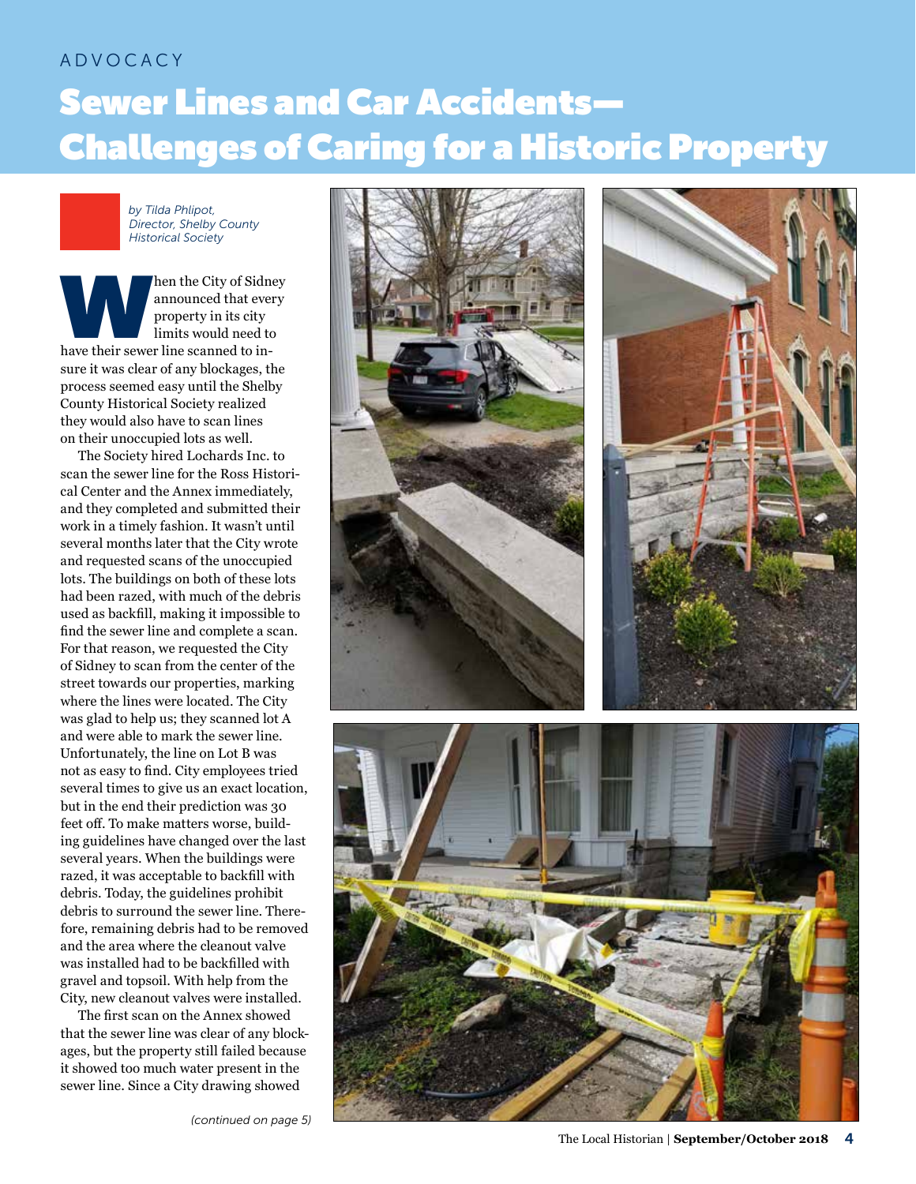ADVOCACY

# Sewer Lines and Car Accidents—Challenges of Caring for a Historic Property

*by Tilda Phlipot, Director, Shelby County Historical Society*

When the City of Sidney announced that every property in its city limits would need to have their sewer line scanned to insure it was clear of any blockages, the process seemed easy until the Shelby County Historical Society realized they would also have to scan lines on their unoccupied lots as well.

The Society hired Lochards Inc. to scan the sewer line for the Ross Historical Center and the Annex immediately, and they completed and submitted their work in a timely fashion. It wasn't until several months later that the City wrote and requested scans of the unoccupied lots. The buildings on both of these lots had been razed, with much of the debris used as backfill, making it impossible to find the sewer line and complete a scan. For that reason, we requested the City of Sidney to scan from the center of the street towards our properties, marking where the lines were located. The City was glad to help us; they scanned lot A and were able to mark the sewer line. Unfortunately, the line on Lot B was not as easy to find. City employees tried several times to give us an exact location, but in the end their prediction was 30 feet off. To make matters worse, building guidelines have changed over the last several years. When the buildings were razed, it was acceptable to backfill with debris. Today, the guidelines prohibit debris to surround the sewer line. Therefore, remaining debris had to be removed and the area where the cleanout valve was installed had to be backfilled with gravel and topsoil. With help from the City, new cleanout valves were installed.

The first scan on the Annex showed that the sewer line was clear of any blockages, but the property still failed because it showed too much water present in the sewer line. Since a City drawing showed

*(continued on page 5)*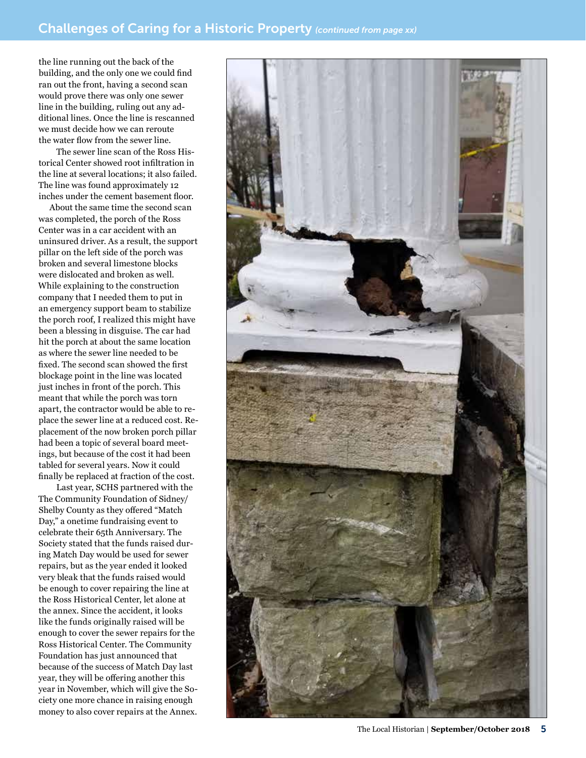## Challenges of Caring for a Historic Property *(continued from page xx)*

the line running out the back of the building, and the only one we could find ran out the front, having a second scan would prove there was only one sewer line in the building, ruling out any additional lines. Once the line is rescanned we must decide how we can reroute the water flow from the sewer line.

The sewer line scan of the Ross Historical Center showed root infiltration in the line at several locations; it also failed. The line was found approximately 12 inches under the cement basement floor.

About the same time the second scan was completed, the porch of the Ross Center was in a car accident with an uninsured driver. As a result, the support pillar on the left side of the porch was broken and several limestone blocks were dislocated and broken as well. While explaining to the construction company that I needed them to put in an emergency support beam to stabilize the porch roof, I realized this might have been a blessing in disguise. The car had hit the porch at about the same location as where the sewer line needed to be fixed. The second scan showed the first blockage point in the line was located just inches in front of the porch. This meant that while the porch was torn apart, the contractor would be able to replace the sewer line at a reduced cost. Replacement of the now broken porch pillar had been a topic of several board meetings, but because of the cost it had been tabled for several years. Now it could finally be replaced at fraction of the cost.

Last year, SCHS partnered with the The Community Foundation of Sidney/Shelby County as they offered "Match Day," a onetime fundraising event to celebrate their 65th Anniversary. The Society stated that the funds raised during Match Day would be used for sewer repairs, but as the year ended it looked very bleak that the funds raised would be enough to cover repairing the line at the Ross Historical Center, let alone at the annex. Since the accident, it looks like the funds originally raised will be enough to cover the sewer repairs for the Ross Historical Center. The Community Foundation has just announced that because of the success of Match Day last year, they will be offering another this year in November, which will give the Society one more chance in raising enough money to also cover repairs at the Annex.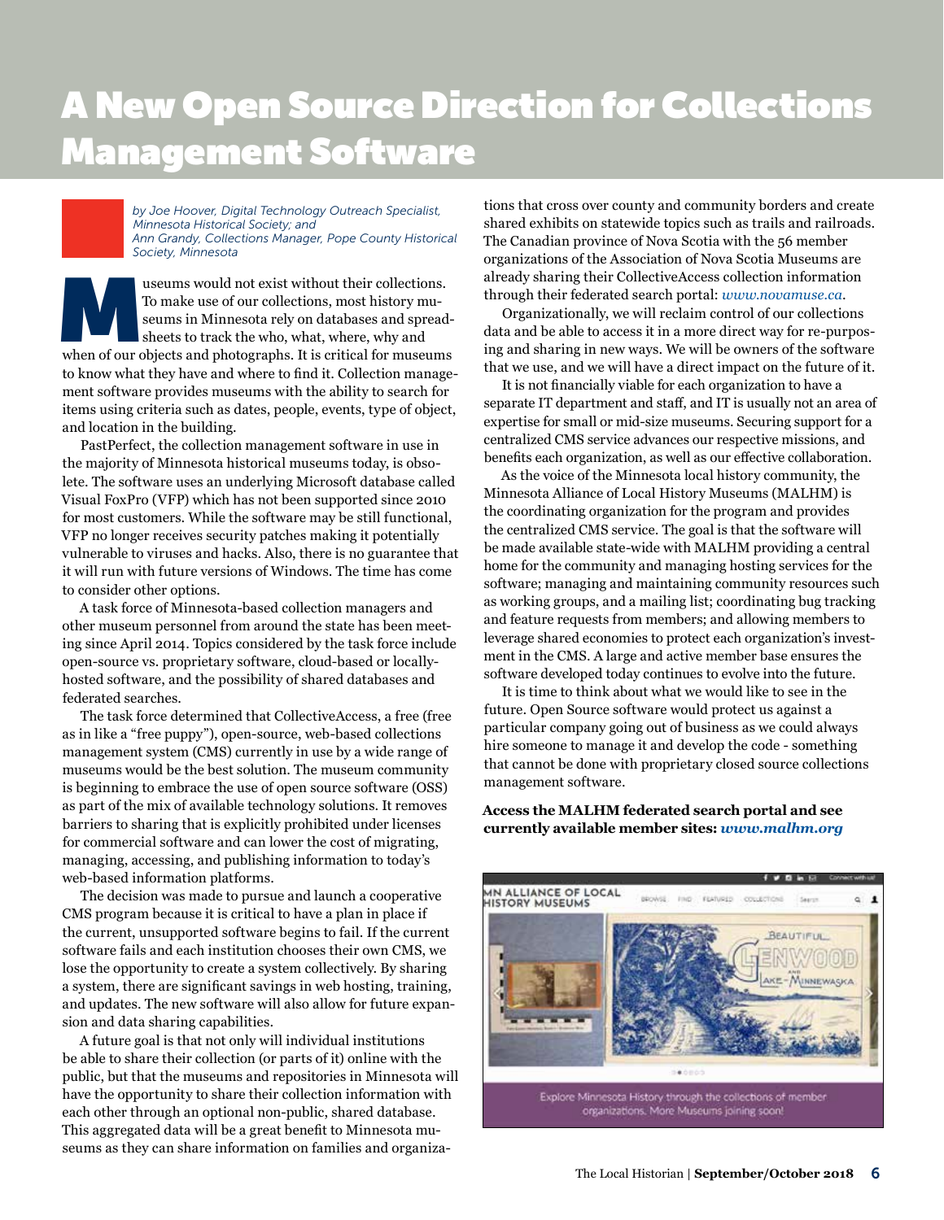# A New Open Source Direction for Collections Management Software

*by Joe Hoover, Digital Technology Outreach Specialist, Minnesota Historical Society; and Ann Grandy, Collections Manager, Pope County Historical Society, Minnesota*

Museums would not exist without their collections. To make use of our collections, most history museums in Minnesota rely on databases and spreadsheets to track the who, what, where, why and when of our objects and photographs. It is critical for museums to know what they have and where to find it. Collection management software provides museums with the ability to search for items using criteria such as dates, people, events, type of object, and location in the building.

PastPerfect, the collection management software in use in the majority of Minnesota historical museums today, is obsolete. The software uses an underlying Microsoft database called Visual FoxPro (VFP) which has not been supported since 2010 for most customers. While the software may be still functional, VFP no longer receives security patches making it potentially vulnerable to viruses and hacks. Also, there is no guarantee that it will run with future versions of Windows. The time has come to consider other options.

A task force of Minnesota-based collection managers and other museum personnel from around the state has been meeting since April 2014. Topics considered by the task force include open-source vs. proprietary software, cloud-based or locally-hosted software, and the possibility of shared databases and federated searches.

The task force determined that CollectiveAccess, a free (free as in like a "free puppy"), open-source, web-based collections management system (CMS) currently in use by a wide range of museums would be the best solution. The museum community is beginning to embrace the use of open source software (OSS) as part of the mix of available technology solutions. It removes barriers to sharing that is explicitly prohibited under licenses for commercial software and can lower the cost of migrating, managing, accessing, and publishing information to today's web-based information platforms.

The decision was made to pursue and launch a cooperative CMS program because it is critical to have a plan in place if the current, unsupported software begins to fail. If the current software fails and each institution chooses their own CMS, we lose the opportunity to create a system collectively. By sharing a system, there are significant savings in web hosting, training, and updates. The new software will also allow for future expansion and data sharing capabilities.

A future goal is that not only will individual institutions be able to share their collection (or parts of it) online with the public, but that the museums and repositories in Minnesota will have the opportunity to share their collection information with each other through an optional non-public, shared database. This aggregated data will be a great benefit to Minnesota museums as they can share information on families and organizations that cross over county and community borders and create shared exhibits on statewide topics such as trails and railroads. The Canadian province of Nova Scotia with the 56 member organizations of the Association of Nova Scotia Museums are already sharing their CollectiveAccess collection information through their federated search portal: *www.novamuse.ca*.

Organizationally, we will reclaim control of our collections data and be able to access it in a more direct way for re-purposing and sharing in new ways. We will be owners of the software that we use, and we will have a direct impact on the future of it.

It is not financially viable for each organization to have a separate IT department and staff, and IT is usually not an area of expertise for small or mid-size museums. Securing support for a centralized CMS service advances our respective missions, and benefits each organization, as well as our effective collaboration.

As the voice of the Minnesota local history community, the Minnesota Alliance of Local History Museums (MALHM) is the coordinating organization for the program and provides the centralized CMS service. The goal is that the software will be made available state-wide with MALHM providing a central home for the community and managing hosting services for the software; managing and maintaining community resources such as working groups, and a mailing list; coordinating bug tracking and feature requests from members; and allowing members to leverage shared economies to protect each organization's investment in the CMS. A large and active member base ensures the software developed today continues to evolve into the future.

It is time to think about what we would like to see in the future. Open Source software would protect us against a particular company going out of business as we could always hire someone to manage it and develop the code - something that cannot be done with proprietary closed source collections management software.

**Access the MALHM federated search portal and see currently available member sites: *www.malhm.org***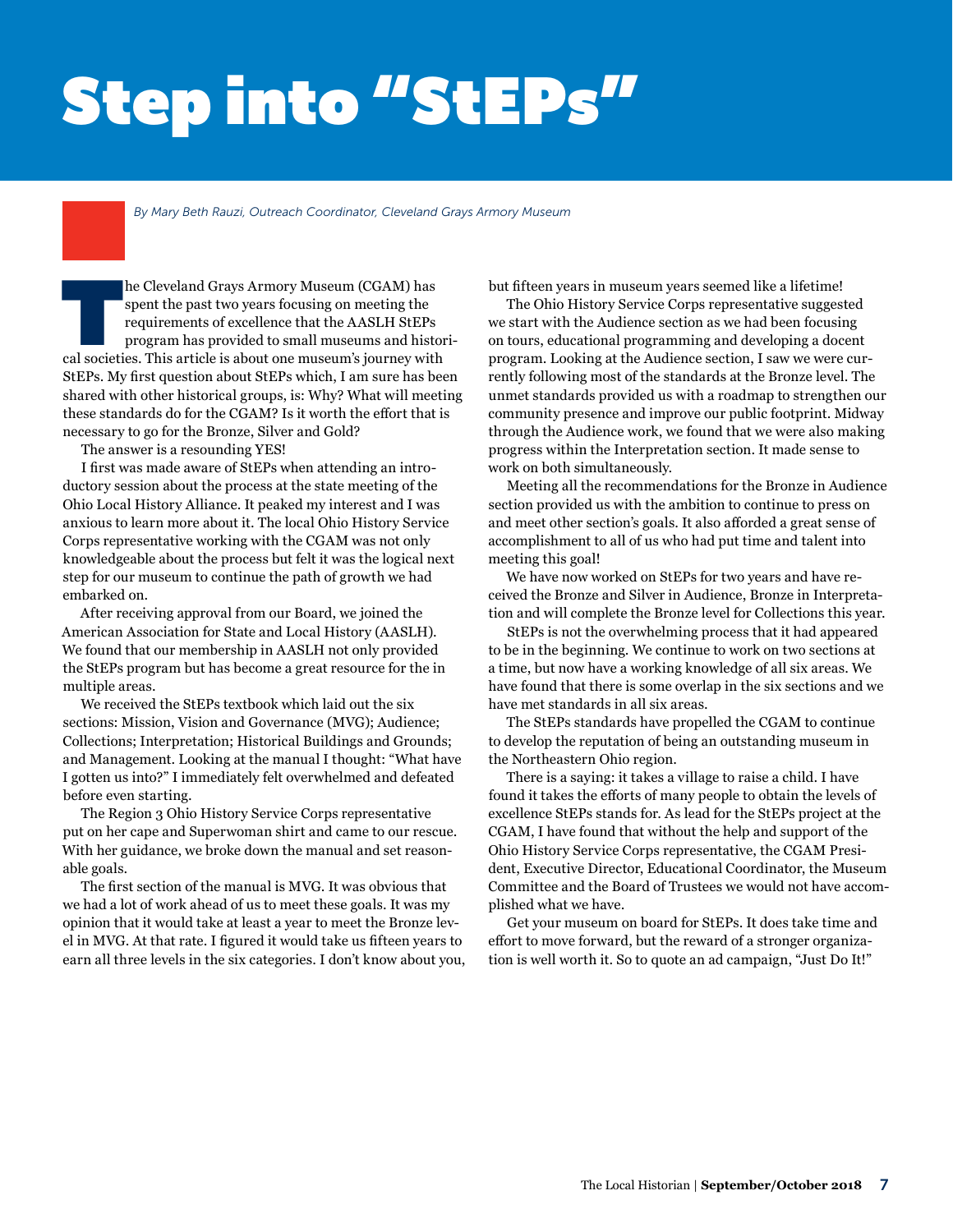# Step into "StEPs"

*By Mary Beth Rauzi, Outreach Coordinator, Cleveland Grays Armory Museum*

The Cleveland Grays Armory Museum (CGAM) has spent the past two years focusing on meeting the requirements of excellence that the AASLH StEPs program has provided to small museums and historical societies. This article is about one museum's journey with StEPs. My first question about StEPs which, I am sure has been shared with other historical groups, is: Why? What will meeting these standards do for the CGAM? Is it worth the effort that is necessary to go for the Bronze, Silver and Gold?

The answer is a resounding YES!

I first was made aware of StEPs when attending an introductory session about the process at the state meeting of the Ohio Local History Alliance. It peaked my interest and I was anxious to learn more about it. The local Ohio History Service Corps representative working with the CGAM was not only knowledgeable about the process but felt it was the logical next step for our museum to continue the path of growth we had embarked on.

After receiving approval from our Board, we joined the American Association for State and Local History (AASLH). We found that our membership in AASLH not only provided the StEPs program but has become a great resource for the in multiple areas.

We received the StEPs textbook which laid out the six sections: Mission, Vision and Governance (MVG); Audience; Collections; Interpretation; Historical Buildings and Grounds; and Management. Looking at the manual I thought: "What have I gotten us into?" I immediately felt overwhelmed and defeated before even starting.

The Region 3 Ohio History Service Corps representative put on her cape and Superwoman shirt and came to our rescue. With her guidance, we broke down the manual and set reasonable goals.

The first section of the manual is MVG. It was obvious that we had a lot of work ahead of us to meet these goals. It was my opinion that it would take at least a year to meet the Bronze level in MVG. At that rate. I figured it would take us fifteen years to earn all three levels in the six categories. I don't know about you, but fifteen years in museum years seemed like a lifetime!

The Ohio History Service Corps representative suggested we start with the Audience section as we had been focusing on tours, educational programming and developing a docent program. Looking at the Audience section, I saw we were currently following most of the standards at the Bronze level. The unmet standards provided us with a roadmap to strengthen our community presence and improve our public footprint. Midway through the Audience work, we found that we were also making progress within the Interpretation section. It made sense to work on both simultaneously.

Meeting all the recommendations for the Bronze in Audience section provided us with the ambition to continue to press on and meet other section's goals. It also afforded a great sense of accomplishment to all of us who had put time and talent into meeting this goal!

We have now worked on StEPs for two years and have received the Bronze and Silver in Audience, Bronze in Interpretation and will complete the Bronze level for Collections this year.

StEPs is not the overwhelming process that it had appeared to be in the beginning. We continue to work on two sections at a time, but now have a working knowledge of all six areas. We have found that there is some overlap in the six sections and we have met standards in all six areas.

The StEPs standards have propelled the CGAM to continue to develop the reputation of being an outstanding museum in the Northeastern Ohio region.

There is a saying: it takes a village to raise a child. I have found it takes the efforts of many people to obtain the levels of excellence StEPs stands for. As lead for the StEPs project at the CGAM, I have found that without the help and support of the Ohio History Service Corps representative, the CGAM President, Executive Director, Educational Coordinator, the Museum Committee and the Board of Trustees we would not have accomplished what we have.

Get your museum on board for StEPs. It does take time and effort to move forward, but the reward of a stronger organization is well worth it. So to quote an ad campaign, "Just Do It!"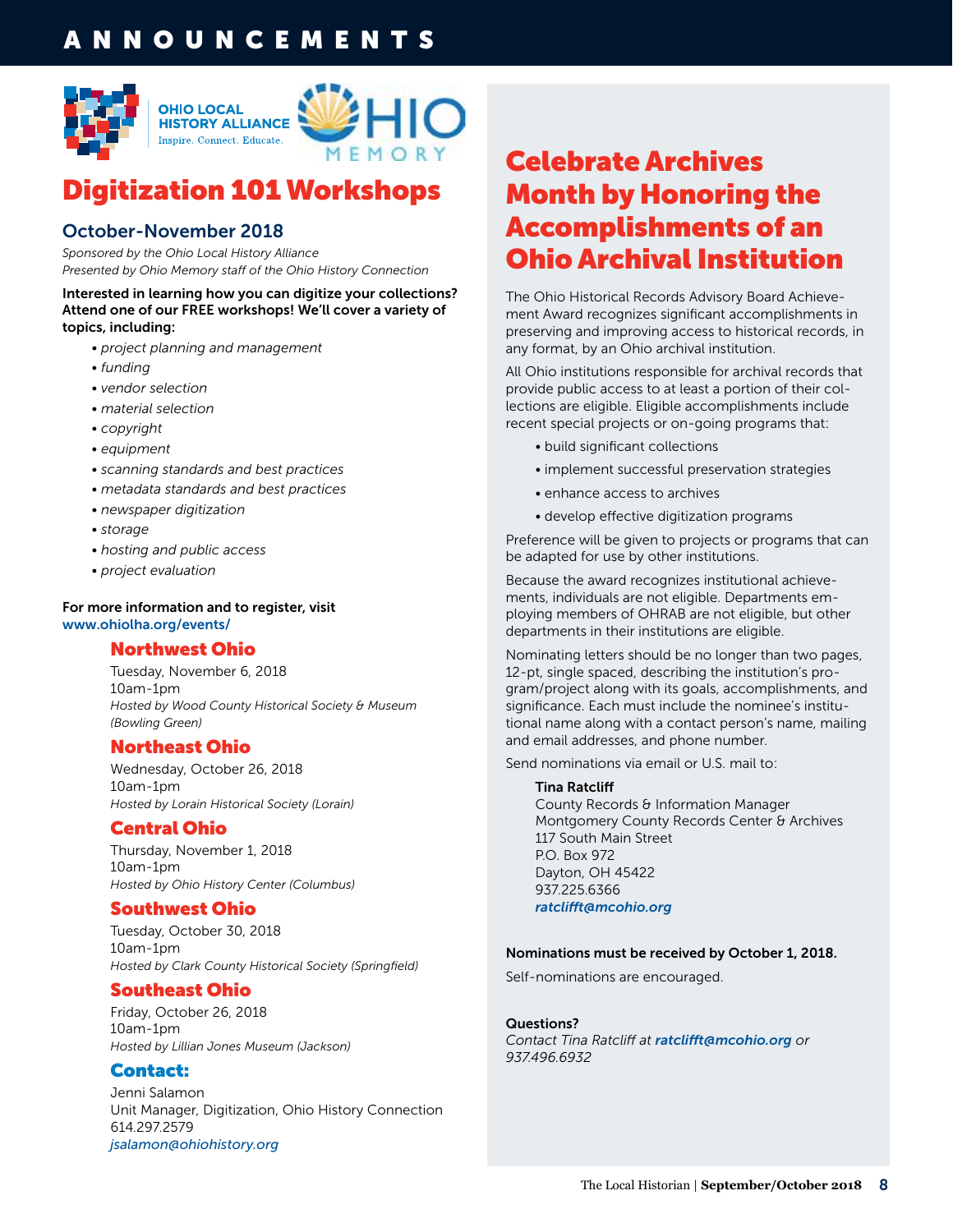# ANNOUNCEMENTS

OHIO LOCAL HISTORY ALLIANCE
Inspire. Connect. Educate.

OHIO MEMORY

## Digitization 101 Workshops

### October-November 2018

*Sponsored by the Ohio Local History Alliance*
*Presented by Ohio Memory staff of the Ohio History Connection*

**Interested in learning how you can digitize your collections? Attend one of our FREE workshops! We'll cover a variety of topics, including:**

- *project planning and management*
- *funding*
- *vendor selection*
- *material selection*
- *copyright*
- *equipment*
- *scanning standards and best practices*
- *metadata standards and best practices*
- *newspaper digitization*
- *storage*
- *hosting and public access*
- *project evaluation*

**For more information and to register, visit**
www.ohiolha.org/events/

#### Northwest Ohio

Tuesday, November 6, 2018
10am-1pm
*Hosted by Wood County Historical Society & Museum (Bowling Green)*

#### Northeast Ohio

Wednesday, October 26, 2018
10am-1pm
*Hosted by Lorain Historical Society (Lorain)*

#### Central Ohio

Thursday, November 1, 2018
10am-1pm
*Hosted by Ohio History Center (Columbus)*

#### Southwest Ohio

Tuesday, October 30, 2018
10am-1pm
*Hosted by Clark County Historical Society (Springfield)*

#### Southeast Ohio

Friday, October 26, 2018
10am-1pm
*Hosted by Lillian Jones Museum (Jackson)*

#### Contact:

Jenni Salamon
Unit Manager, Digitization, Ohio History Connection
614.297.2579
*jsalamon@ohiohistory.org*

## Celebrate Archives Month by Honoring the Accomplishments of an Ohio Archival Institution

The Ohio Historical Records Advisory Board Achievement Award recognizes significant accomplishments in preserving and improving access to historical records, in any format, by an Ohio archival institution.

All Ohio institutions responsible for archival records that provide public access to at least a portion of their collections are eligible. Eligible accomplishments include recent special projects or on-going programs that:

- build significant collections
- implement successful preservation strategies
- enhance access to archives
- develop effective digitization programs

Preference will be given to projects or programs that can be adapted for use by other institutions.

Because the award recognizes institutional achievements, individuals are not eligible. Departments employing members of OHRAB are not eligible, but other departments in their institutions are eligible.

Nominating letters should be no longer than two pages, 12-pt, single spaced, describing the institution's program/project along with its goals, accomplishments, and significance. Each must include the nominee's institutional name along with a contact person's name, mailing and email addresses, and phone number.

Send nominations via email or U.S. mail to:

**Tina Ratcliff**
County Records & Information Manager
Montgomery County Records Center & Archives
117 South Main Street
P.O. Box 972
Dayton, OH 45422
937.225.6366
*ratclifft@mcohio.org*

**Nominations must be received by October 1, 2018.**

Self-nominations are encouraged.

**Questions?**
*Contact Tina Ratcliff at* ***ratclifft@mcohio.org*** *or 937.496.6932*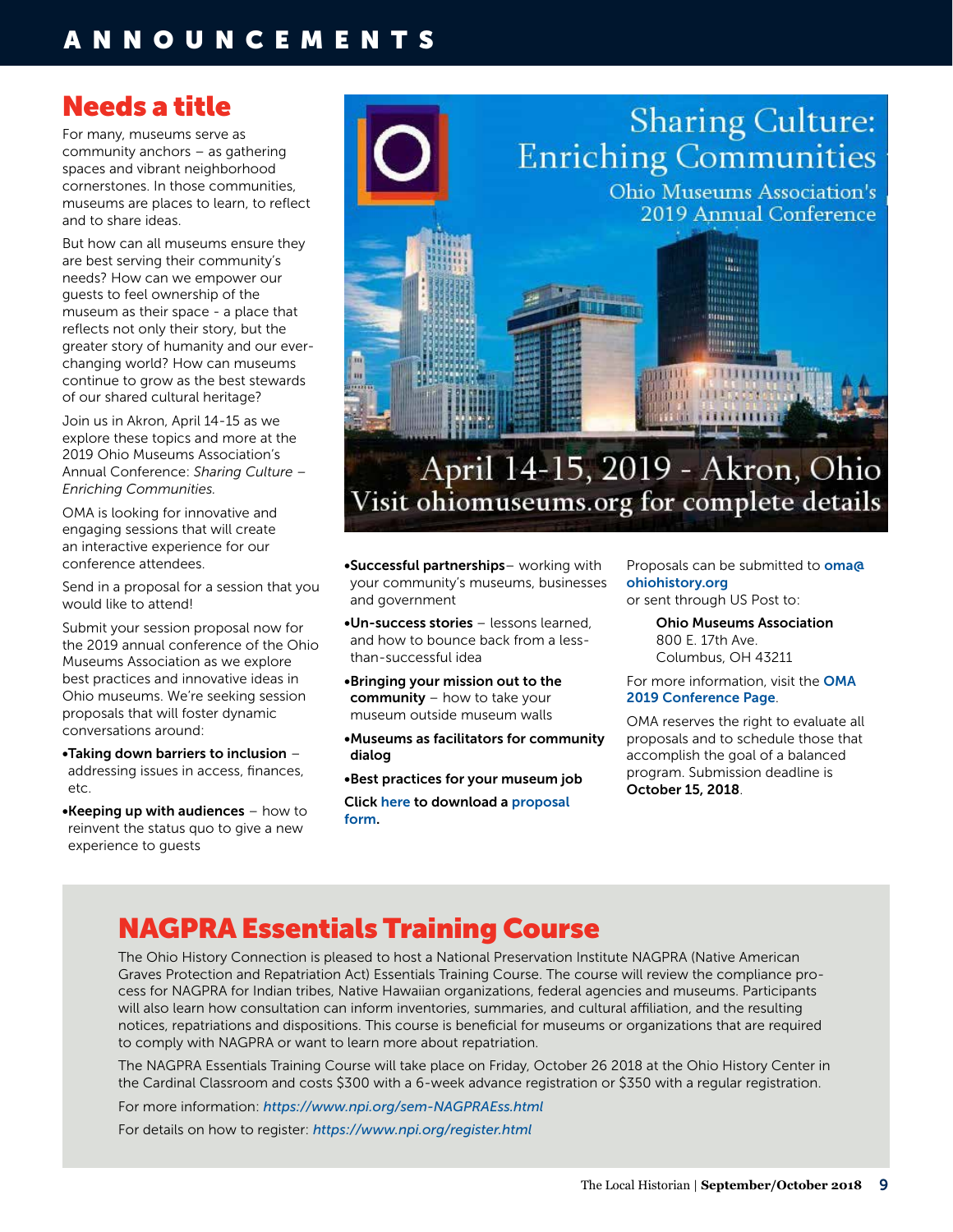## Needs a title

For many, museums serve as community anchors – as gathering spaces and vibrant neighborhood cornerstones. In those communities, museums are places to learn, to reflect and to share ideas.

But how can all museums ensure they are best serving their community's needs? How can we empower our guests to feel ownership of the museum as their space - a place that reflects not only their story, but the greater story of humanity and our ever-changing world? How can museums continue to grow as the best stewards of our shared cultural heritage?

Join us in Akron, April 14-15 as we explore these topics and more at the 2019 Ohio Museums Association's Annual Conference: *Sharing Culture – Enriching Communities.*

OMA is looking for innovative and engaging sessions that will create an interactive experience for our conference attendees.

Send in a proposal for a session that you would like to attend!

Submit your session proposal now for the 2019 annual conference of the Ohio Museums Association as we explore best practices and innovative ideas in Ohio museums. We're seeking session proposals that will foster dynamic conversations around:

- **Taking down barriers to inclusion** – addressing issues in access, finances, etc.
- **Keeping up with audiences** – how to reinvent the status quo to give a new experience to guests

Sharing Culture: Enriching Communities

Ohio Museums Association's 2019 Annual Conference

April 14-15, 2019 - Akron, Ohio

Visit ohiomuseums.org for complete details

- **Successful partnerships**– working with your community's museums, businesses and government
- **Un-success stories** – lessons learned, and how to bounce back from a less-than-successful idea
- **Bringing your mission out to the community** – how to take your museum outside museum walls
- **Museums as facilitators for community dialog**
- **Best practices for your museum job**

**Click here to download a proposal form.**

Proposals can be submitted to **oma@ohiohistory.org**
or sent through US Post to:

> **Ohio Museums Association**
> 800 E. 17th Ave.
> Columbus, OH 43211

For more information, visit the **OMA 2019 Conference Page**.

OMA reserves the right to evaluate all proposals and to schedule those that accomplish the goal of a balanced program. Submission deadline is **October 15, 2018**.

## NAGPRA Essentials Training Course

The Ohio History Connection is pleased to host a National Preservation Institute NAGPRA (Native American Graves Protection and Repatriation Act) Essentials Training Course. The course will review the compliance process for NAGPRA for Indian tribes, Native Hawaiian organizations, federal agencies and museums. Participants will also learn how consultation can inform inventories, summaries, and cultural affiliation, and the resulting notices, repatriations and dispositions. This course is beneficial for museums or organizations that are required to comply with NAGPRA or want to learn more about repatriation.

The NAGPRA Essentials Training Course will take place on Friday, October 26 2018 at the Ohio History Center in the Cardinal Classroom and costs $300 with a 6-week advance registration or $350 with a regular registration.

For more information: *https://www.npi.org/sem-NAGPRAEss.html*

For details on how to register: *https://www.npi.org/register.html*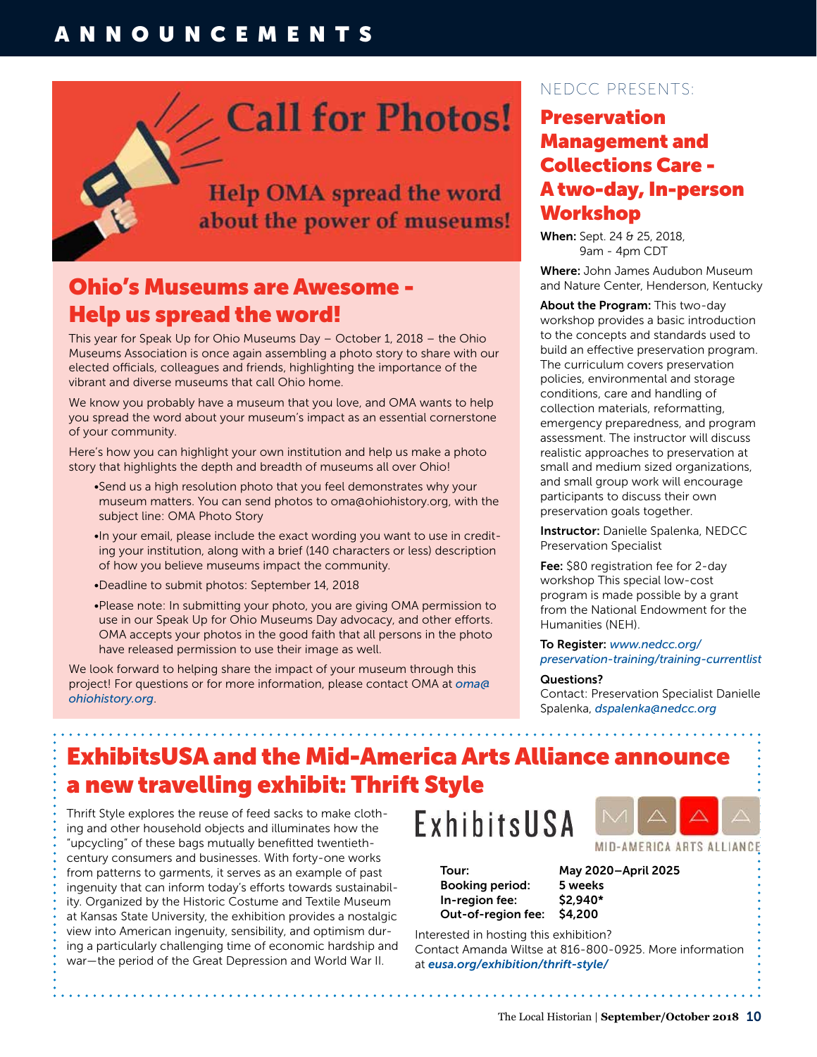# ANNOUNCEMENTS

Call for Photos!

Help OMA spread the word about the power of museums!

## Ohio's Museums are Awesome - Help us spread the word!

This year for Speak Up for Ohio Museums Day – October 1, 2018 – the Ohio Museums Association is once again assembling a photo story to share with our elected officials, colleagues and friends, highlighting the importance of the vibrant and diverse museums that call Ohio home.

We know you probably have a museum that you love, and OMA wants to help you spread the word about your museum's impact as an essential cornerstone of your community.

Here's how you can highlight your own institution and help us make a photo story that highlights the depth and breadth of museums all over Ohio!

- Send us a high resolution photo that you feel demonstrates why your museum matters. You can send photos to oma@ohiohistory.org, with the subject line: OMA Photo Story
- In your email, please include the exact wording you want to use in crediting your institution, along with a brief (140 characters or less) description of how you believe museums impact the community.
- Deadline to submit photos: September 14, 2018
- Please note: In submitting your photo, you are giving OMA permission to use in our Speak Up for Ohio Museums Day advocacy, and other efforts. OMA accepts your photos in the good faith that all persons in the photo have released permission to use their image as well.

We look forward to helping share the impact of your museum through this project! For questions or for more information, please contact OMA at *oma@ohiohistory.org*.

NEDCC PRESENTS:

## Preservation Management and Collections Care - A two-day, In-person Workshop

**When:** Sept. 24 & 25, 2018, 9am - 4pm CDT

**Where:** John James Audubon Museum and Nature Center, Henderson, Kentucky

**About the Program:** This two-day workshop provides a basic introduction to the concepts and standards used to build an effective preservation program. The curriculum covers preservation policies, environmental and storage conditions, care and handling of collection materials, reformatting, emergency preparedness, and program assessment. The instructor will discuss realistic approaches to preservation at small and medium sized organizations, and small group work will encourage participants to discuss their own preservation goals together.

**Instructor:** Danielle Spalenka, NEDCC Preservation Specialist

**Fee:** $80 registration fee for 2-day workshop This special low-cost program is made possible by a grant from the National Endowment for the Humanities (NEH).

**To Register:** *www.nedcc.org/preservation-training/training-currentlist*

**Questions?**
Contact: Preservation Specialist Danielle Spalenka, *dspalenka@nedcc.org*

## ExhibitsUSA and the Mid-America Arts Alliance announce a new travelling exhibit: Thrift Style

Thrift Style explores the reuse of feed sacks to make clothing and other household objects and illuminates how the "upcycling" of these bags mutually benefitted twentieth-century consumers and businesses. With forty-one works from patterns to garments, it serves as an example of past ingenuity that can inform today's efforts towards sustainability. Organized by the Historic Costume and Textile Museum at Kansas State University, the exhibition provides a nostalgic view into American ingenuity, sensibility, and optimism during a particularly challenging time of economic hardship and war—the period of the Great Depression and World War II.

ExhibitsUSA — MID-AMERICA ARTS ALLIANCE

| | |
|---|---|
| **Tour:** | **May 2020–April 2025** |
| **Booking period:** | **5 weeks** |
| **In-region fee:** | **$2,940*** |
| **Out-of-region fee:** | **$4,200** |

Interested in hosting this exhibition?
Contact Amanda Wiltse at 816-800-0925. More information at ***eusa.org/exhibition/thrift-style/***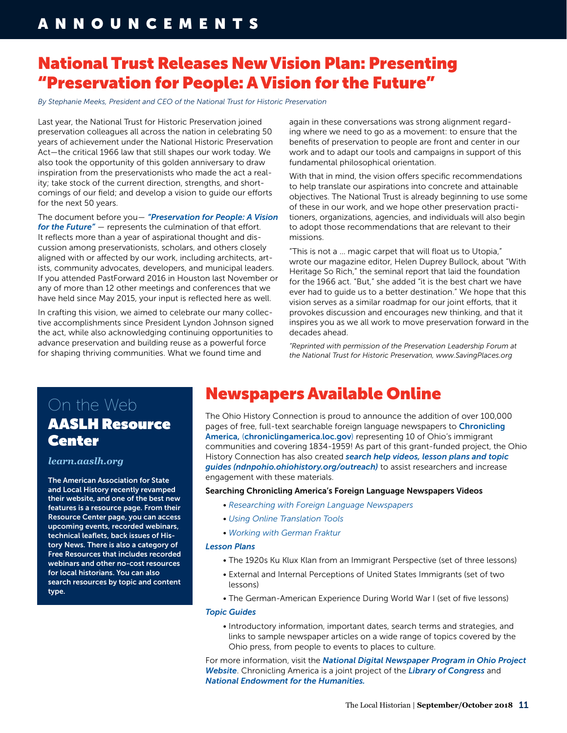# ANNOUNCEMENTS

## National Trust Releases New Vision Plan: Presenting "Preservation for People: A Vision for the Future"

*By Stephanie Meeks, President and CEO of the National Trust for Historic Preservation*

Last year, the National Trust for Historic Preservation joined preservation colleagues all across the nation in celebrating 50 years of achievement under the National Historic Preservation Act—the critical 1966 law that still shapes our work today. We also took the opportunity of this golden anniversary to draw inspiration from the preservationists who made the act a reality; take stock of the current direction, strengths, and shortcomings of our field; and develop a vision to guide our efforts for the next 50 years.

The document before you— ***"Preservation for People: A Vision for the Future"*** — represents the culmination of that effort. It reflects more than a year of aspirational thought and discussion among preservationists, scholars, and others closely aligned with or affected by our work, including architects, artists, community advocates, developers, and municipal leaders. If you attended PastForward 2016 in Houston last November or any of more than 12 other meetings and conferences that we have held since May 2015, your input is reflected here as well.

In crafting this vision, we aimed to celebrate our many collective accomplishments since President Lyndon Johnson signed the act, while also acknowledging continuing opportunities to advance preservation and building reuse as a powerful force for shaping thriving communities. What we found time and again in these conversations was strong alignment regarding where we need to go as a movement: to ensure that the benefits of preservation to people are front and center in our work and to adapt our tools and campaigns in support of this fundamental philosophical orientation.

With that in mind, the vision offers specific recommendations to help translate our aspirations into concrete and attainable objectives. The National Trust is already beginning to use some of these in our work, and we hope other preservation practitioners, organizations, agencies, and individuals will also begin to adopt those recommendations that are relevant to their missions.

"This is not a … magic carpet that will float us to Utopia," wrote our magazine editor, Helen Duprey Bullock, about "With Heritage So Rich," the seminal report that laid the foundation for the 1966 act. "But," she added "it is the best chart we have ever had to guide us to a better destination." We hope that this vision serves as a similar roadmap for our joint efforts, that it provokes discussion and encourages new thinking, and that it inspires you as we all work to move preservation forward in the decades ahead.

*"Reprinted with permission of the Preservation Leadership Forum at the National Trust for Historic Preservation, www.SavingPlaces.org*

## On the Web
### AASLH Resource Center

***learn.aaslh.org***

**The American Association for State and Local History recently revamped their website, and one of the best new features is a resource page. From their Resource Center page, you can access upcoming events, recorded webinars, technical leaflets, back issues of History News. There is also a category of Free Resources that includes recorded webinars and other no-cost resources for local historians. You can also search resources by topic and content type.**

## Newspapers Available Online

The Ohio History Connection is proud to announce the addition of over 100,000 pages of free, full-text searchable foreign language newspapers to **Chronicling America,** (**chroniclingamerica.loc.gov**) representing 10 of Ohio's immigrant communities and covering 1834-1959! As part of this grant-funded project, the Ohio History Connection has also created ***search help videos, lesson plans and topic guides (ndnpohio.ohiohistory.org/outreach)*** to assist researchers and increase engagement with these materials.

**Searching Chronicling America's Foreign Language Newspapers Videos**

- *Researching with Foreign Language Newspapers*
- *Using Online Translation Tools*
- *Working with German Fraktur*

***Lesson Plans***

- The 1920s Ku Klux Klan from an Immigrant Perspective (set of three lessons)
- External and Internal Perceptions of United States Immigrants (set of two lessons)
- The German-American Experience During World War I (set of five lessons)

***Topic Guides***

- Introductory information, important dates, search terms and strategies, and links to sample newspaper articles on a wide range of topics covered by the Ohio press, from people to events to places to culture.

For more information, visit the ***National Digital Newspaper Program in Ohio Project Website***. Chronicling America is a joint project of the ***Library of Congress*** and ***National Endowment for the Humanities.***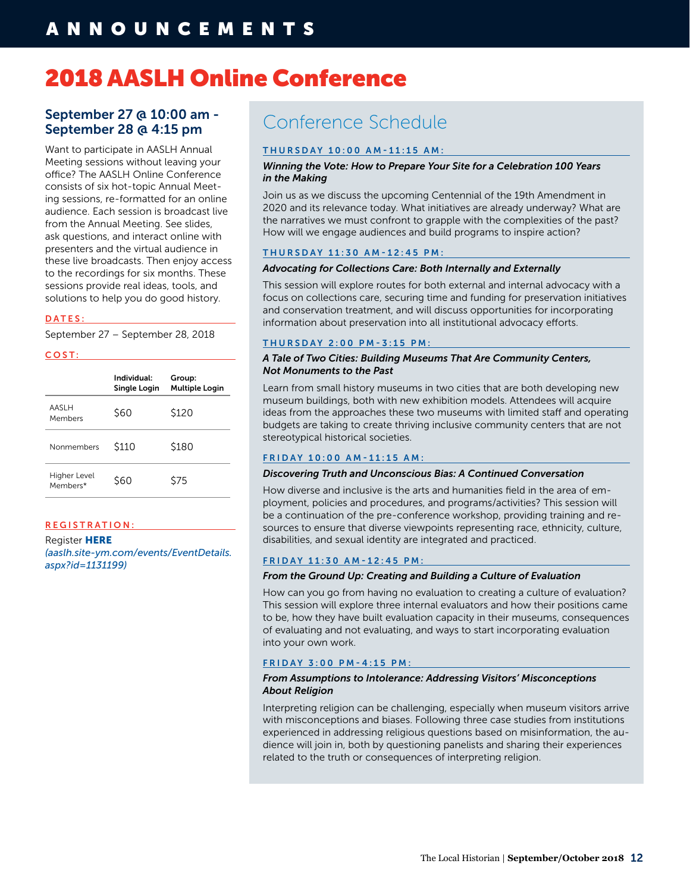# ANNOUNCEMENTS

## 2018 AASLH Online Conference

### September 27 @ 10:00 am - September 28 @ 4:15 pm

Want to participate in AASLH Annual Meeting sessions without leaving your office? The AASLH Online Conference consists of six hot-topic Annual Meeting sessions, re-formatted for an online audience. Each session is broadcast live from the Annual Meeting. See slides, ask questions, and interact online with presenters and the virtual audience in these live broadcasts. Then enjoy access to the recordings for six months. These sessions provide real ideas, tools, and solutions to help you do good history.

**DATES:**

September 27 – September 28, 2018

**COST:**

| | Individual: Single Login | Group: Multiple Login |
|---|---|---|
| AASLH Members | $60 | $120 |
| Nonmembers | $110 | $180 |
| Higher Level Members* | $60 | $75 |

**REGISTRATION:**

Register **HERE**
*(aaslh.site-ym.com/events/EventDetails.aspx?id=1131199)*

## Conference Schedule

**THURSDAY 10:00 AM-11:15 AM:**

***Winning the Vote: How to Prepare Your Site for a Celebration 100 Years in the Making***

Join us as we discuss the upcoming Centennial of the 19th Amendment in 2020 and its relevance today. What initiatives are already underway? What are the narratives we must confront to grapple with the complexities of the past? How will we engage audiences and build programs to inspire action?

**THURSDAY 11:30 AM-12:45 PM:**

***Advocating for Collections Care: Both Internally and Externally***

This session will explore routes for both external and internal advocacy with a focus on collections care, securing time and funding for preservation initiatives and conservation treatment, and will discuss opportunities for incorporating information about preservation into all institutional advocacy efforts.

**THURSDAY 2:00 PM-3:15 PM:**

***A Tale of Two Cities: Building Museums That Are Community Centers, Not Monuments to the Past***

Learn from small history museums in two cities that are both developing new museum buildings, both with new exhibition models. Attendees will acquire ideas from the approaches these two museums with limited staff and operating budgets are taking to create thriving inclusive community centers that are not stereotypical historical societies.

**FRIDAY 10:00 AM-11:15 AM:**

***Discovering Truth and Unconscious Bias: A Continued Conversation***

How diverse and inclusive is the arts and humanities field in the area of employment, policies and procedures, and programs/activities? This session will be a continuation of the pre-conference workshop, providing training and resources to ensure that diverse viewpoints representing race, ethnicity, culture, disabilities, and sexual identity are integrated and practiced.

**FRIDAY 11:30 AM-12:45 PM:**

***From the Ground Up: Creating and Building a Culture of Evaluation***

How can you go from having no evaluation to creating a culture of evaluation? This session will explore three internal evaluators and how their positions came to be, how they have built evaluation capacity in their museums, consequences of evaluating and not evaluating, and ways to start incorporating evaluation into your own work.

**FRIDAY 3:00 PM-4:15 PM:**

***From Assumptions to Intolerance: Addressing Visitors' Misconceptions About Religion***

Interpreting religion can be challenging, especially when museum visitors arrive with misconceptions and biases. Following three case studies from institutions experienced in addressing religious questions based on misinformation, the audience will join in, both by questioning panelists and sharing their experiences related to the truth or consequences of interpreting religion.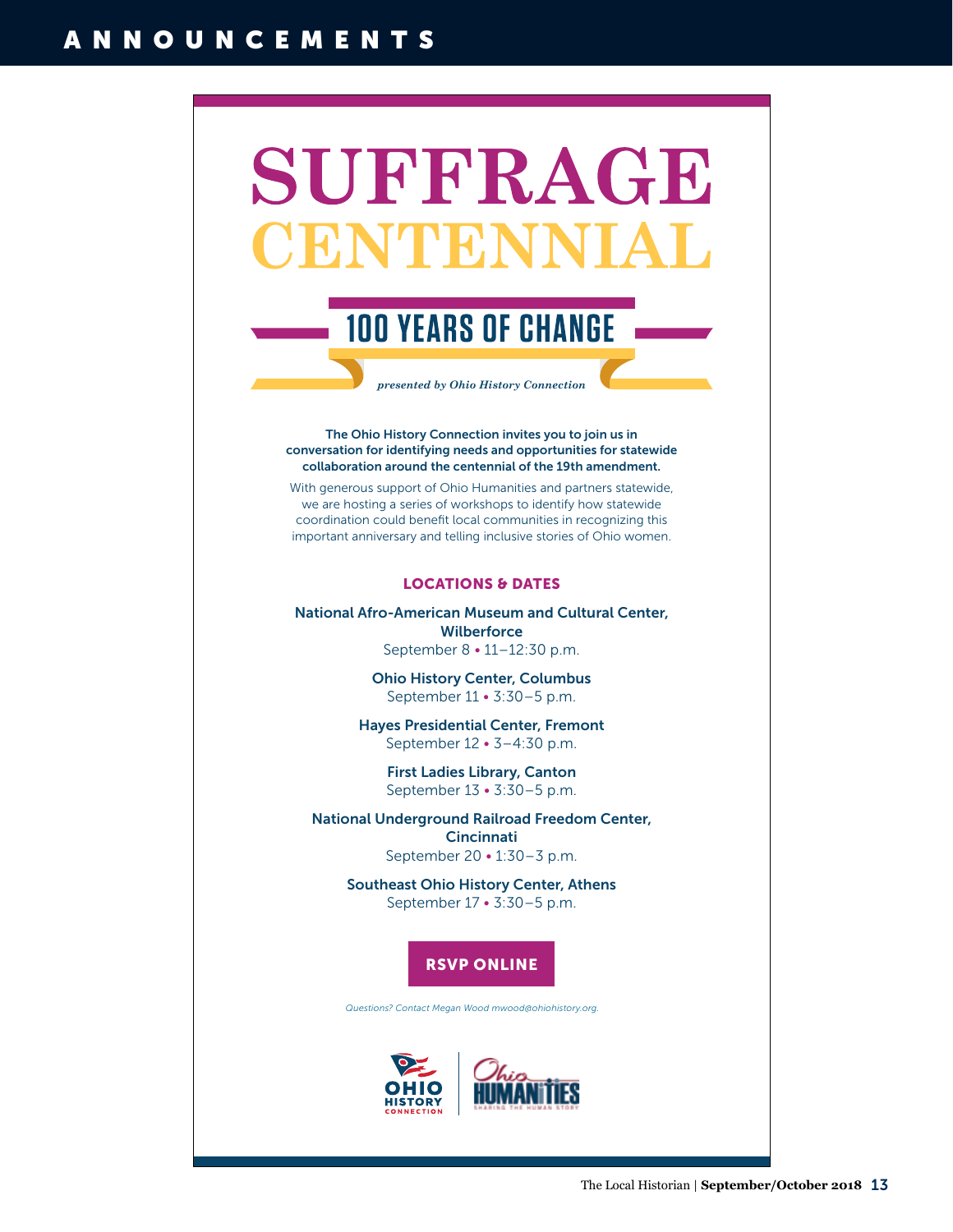# SUFFRAGE CENTENNIAL

## 100 YEARS OF CHANGE

*presented by Ohio History Connection*

**The Ohio History Connection invites you to join us in conversation for identifying needs and opportunities for statewide collaboration around the centennial of the 19th amendment.**

With generous support of Ohio Humanities and partners statewide, we are hosting a series of workshops to identify how statewide coordination could benefit local communities in recognizing this important anniversary and telling inclusive stories of Ohio women.

### LOCATIONS & DATES

**National Afro-American Museum and Cultural Center, Wilberforce**
September 8 • 11–12:30 p.m.

**Ohio History Center, Columbus**
September 11 • 3:30–5 p.m.

**Hayes Presidential Center, Fremont**
September 12 • 3–4:30 p.m.

**First Ladies Library, Canton**
September 13 • 3:30–5 p.m.

**National Underground Railroad Freedom Center, Cincinnati**
September 20 • 1:30–3 p.m.

**Southeast Ohio History Center, Athens**
September 17 • 3:30–5 p.m.

**RSVP ONLINE**

*Questions? Contact Megan Wood mwood@ohiohistory.org.*

OHIO HISTORY CONNECTION | Ohio HUMANITIES — SHARING THE HUMAN STORY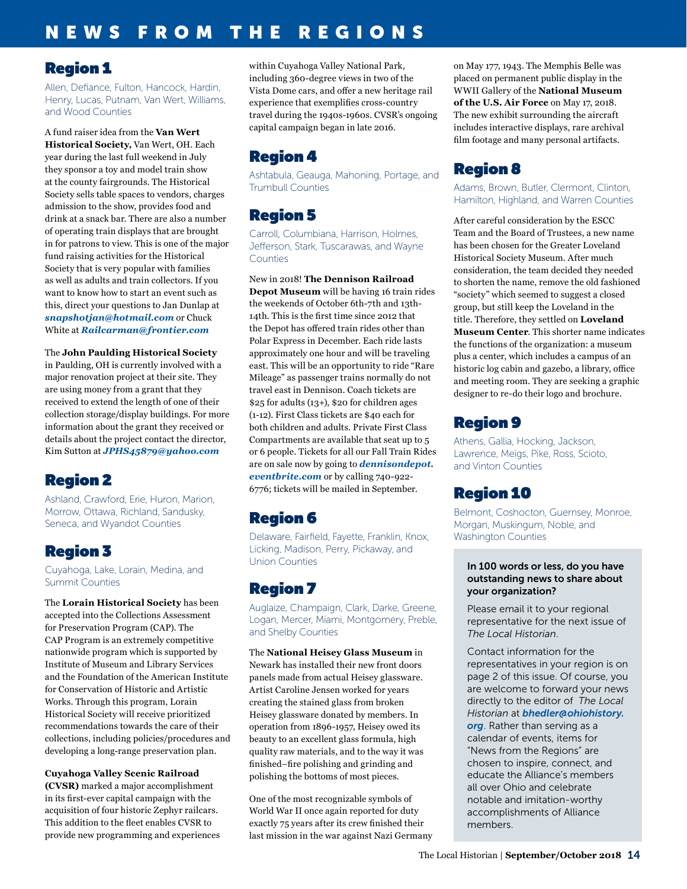# NEWS FROM THE REGIONS

## Region 1

Allen, Defiance, Fulton, Hancock, Hardin, Henry, Lucas, Putnam, Van Wert, Williams, and Wood Counties

A fund raiser idea from the **Van Wert Historical Society,** Van Wert, OH. Each year during the last full weekend in July they sponsor a toy and model train show at the county fairgrounds. The Historical Society sells table spaces to vendors, charges admission to the show, provides food and drink at a snack bar. There are also a number of operating train displays that are brought in for patrons to view. This is one of the major fund raising activities for the Historical Society that is very popular with families as well as adults and train collectors. If you want to know how to start an event such as this, direct your questions to Jan Dunlap at ***snapshotjan@hotmail.com*** or Chuck White at ***Railcarman@frontier.com***

The **John Paulding Historical Society** in Paulding, OH is currently involved with a major renovation project at their site. They are using money from a grant that they received to extend the length of one of their collection storage/display buildings. For more information about the grant they received or details about the project contact the director, Kim Sutton at ***JPHS45879@yahoo.com***

## Region 2

Ashland, Crawford, Erie, Huron, Marion, Morrow, Ottawa, Richland, Sandusky, Seneca, and Wyandot Counties

## Region 3

Cuyahoga, Lake, Lorain, Medina, and Summit Counties

The **Lorain Historical Society** has been accepted into the Collections Assessment for Preservation Program (CAP). The CAP Program is an extremely competitive nationwide program which is supported by Institute of Museum and Library Services and the Foundation of the American Institute for Conservation of Historic and Artistic Works. Through this program, Lorain Historical Society will receive prioritized recommendations towards the care of their collections, including policies/procedures and developing a long-range preservation plan.

**Cuyahoga Valley Scenic Railroad (CVSR)** marked a major accomplishment in its first-ever capital campaign with the acquisition of four historic Zephyr railcars. This addition to the fleet enables CVSR to provide new programming and experiences within Cuyahoga Valley National Park, including 360-degree views in two of the Vista Dome cars, and offer a new heritage rail experience that exemplifies cross-country travel during the 1940s-1960s. CVSR's ongoing capital campaign began in late 2016.

## Region 4

Ashtabula, Geauga, Mahoning, Portage, and Trumbull Counties

## Region 5

Carroll, Columbiana, Harrison, Holmes, Jefferson, Stark, Tuscarawas, and Wayne Counties

New in 2018! **The Dennison Railroad Depot Museum** will be having 16 train rides the weekends of October 6th-7th and 13th-14th. This is the first time since 2012 that the Depot has offered train rides other than Polar Express in December. Each ride lasts approximately one hour and will be traveling east. This will be an opportunity to ride "Rare Mileage" as passenger trains normally do not travel east in Dennison. Coach tickets are $25 for adults (13+), $20 for children ages (1-12). First Class tickets are $40 each for both children and adults. Private First Class Compartments are available that seat up to 5 or 6 people. Tickets for all our Fall Train Rides are on sale now by going to ***dennisondepot.eventbrite.com*** or by calling 740-922-6776; tickets will be mailed in September.

## Region 6

Delaware, Fairfield, Fayette, Franklin, Knox, Licking, Madison, Perry, Pickaway, and Union Counties

## Region 7

Auglaize, Champaign, Clark, Darke, Greene, Logan, Mercer, Miami, Montgomery, Preble, and Shelby Counties

The **National Heisey Glass Museum** in Newark has installed their new front doors panels made from actual Heisey glassware. Artist Caroline Jensen worked for years creating the stained glass from broken Heisey glassware donated by members. In operation from 1896-1957, Heisey owed its beauty to an excellent glass formula, high quality raw materials, and to the way it was finished–fire polishing and grinding and polishing the bottoms of most pieces.

One of the most recognizable symbols of World War II once again reported for duty exactly 75 years after its crew finished their last mission in the war against Nazi Germany on May 177, 1943. The Memphis Belle was placed on permanent public display in the WWII Gallery of the **National Museum of the U.S. Air Force** on May 17, 2018. The new exhibit surrounding the aircraft includes interactive displays, rare archival film footage and many personal artifacts.

## Region 8

Adams, Brown, Butler, Clermont, Clinton, Hamilton, Highland, and Warren Counties

After careful consideration by the ESCC Team and the Board of Trustees, a new name has been chosen for the Greater Loveland Historical Society Museum. After much consideration, the team decided they needed to shorten the name, remove the old fashioned "society" which seemed to suggest a closed group, but still keep the Loveland in the title. Therefore, they settled on **Loveland Museum Center**. This shorter name indicates the functions of the organization: a museum plus a center, which includes a campus of an historic log cabin and gazebo, a library, office and meeting room. They are seeking a graphic designer to re-do their logo and brochure.

## Region 9

Athens, Gallia, Hocking, Jackson, Lawrence, Meigs, Pike, Ross, Scioto, and Vinton Counties

## Region 10

Belmont, Coshocton, Guernsey, Monroe, Morgan, Muskingum, Noble, and Washington Counties

**In 100 words or less, do you have outstanding news to share about your organization?**

Please email it to your regional representative for the next issue of *The Local Historian*.

Contact information for the representatives in your region is on page 2 of this issue. Of course, you are welcome to forward your news directly to the editor of *The Local Historian* at ***bhedler@ohiohistory.org***. Rather than serving as a calendar of events, items for "News from the Regions" are chosen to inspire, connect, and educate the Alliance's members all over Ohio and celebrate notable and imitation-worthy accomplishments of Alliance members.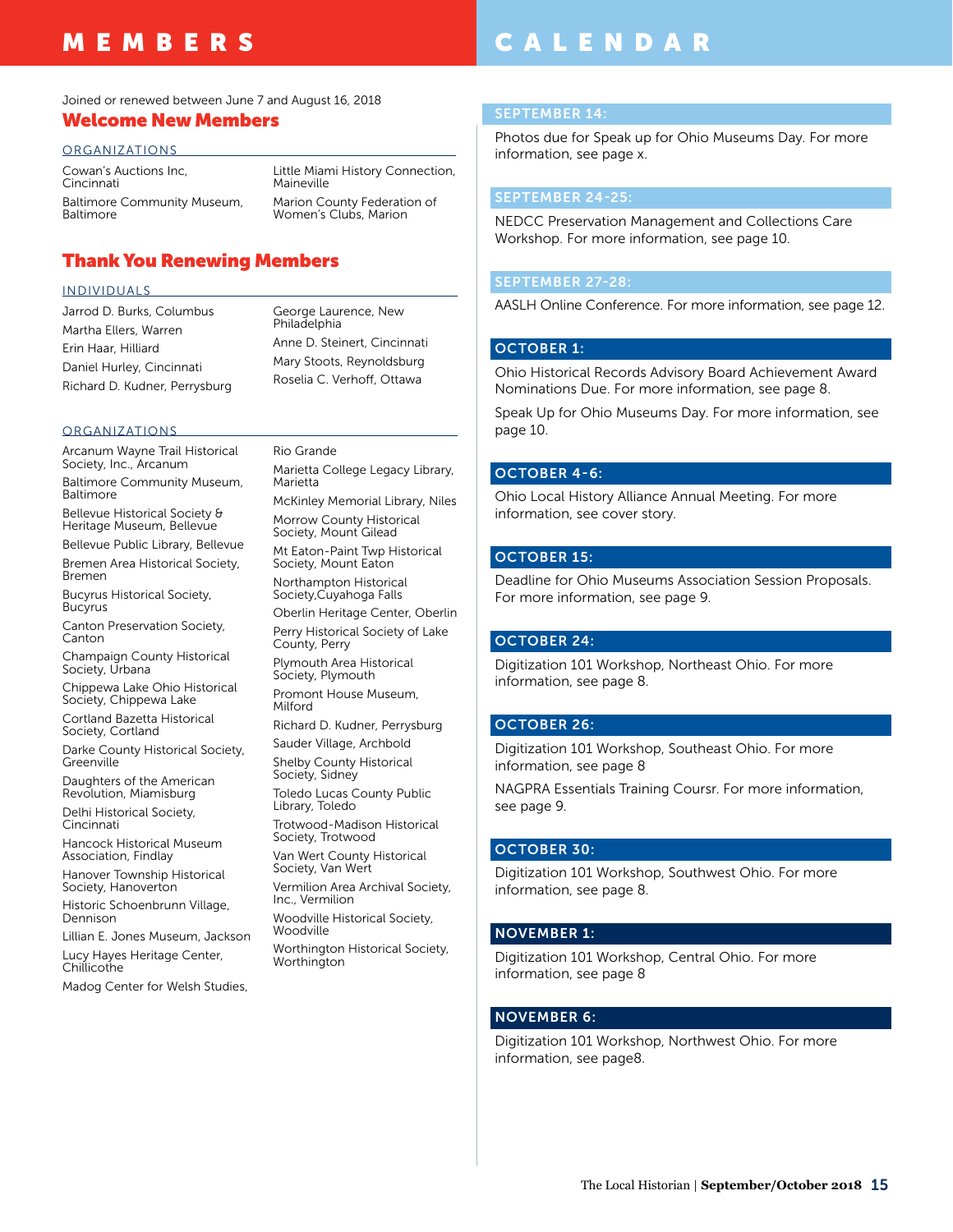# MEMBERS

Joined or renewed between June 7 and August 16, 2018

## Welcome New Members

### ORGANIZATIONS

- Cowan's Auctions Inc, Cincinnati
- Baltimore Community Museum, Baltimore
- Little Miami History Connection, Maineville
- Marion County Federation of Women's Clubs, Marion

## Thank You Renewing Members

### INDIVIDUALS

- Jarrod D. Burks, Columbus
- Martha Ellers, Warren
- Erin Haar, Hilliard
- Daniel Hurley, Cincinnati
- Richard D. Kudner, Perrysburg
- George Laurence, New Philadelphia
- Anne D. Steinert, Cincinnati
- Mary Stoots, Reynoldsburg
- Roselia C. Verhoff, Ottawa

### ORGANIZATIONS

- Arcanum Wayne Trail Historical Society, Inc., Arcanum
- Baltimore Community Museum, Baltimore
- Bellevue Historical Society & Heritage Museum, Bellevue
- Bellevue Public Library, Bellevue
- Bremen Area Historical Society, Bremen
- Bucyrus Historical Society, Bucyrus
- Canton Preservation Society, Canton
- Champaign County Historical Society, Urbana
- Chippewa Lake Ohio Historical Society, Chippewa Lake
- Cortland Bazetta Historical Society, Cortland
- Darke County Historical Society, Greenville
- Daughters of the American Revolution, Miamisburg
- Delhi Historical Society, Cincinnati
- Hancock Historical Museum Association, Findlay
- Hanover Township Historical Society, Hanoverton
- Historic Schoenbrunn Village, Dennison
- Lillian E. Jones Museum, Jackson
- Lucy Hayes Heritage Center, Chillicothe
- Madog Center for Welsh Studies, Rio Grande
- Marietta College Legacy Library, Marietta
- McKinley Memorial Library, Niles
- Morrow County Historical Society, Mount Gilead
- Mt Eaton-Paint Twp Historical Society, Mount Eaton
- Northampton Historical Society,Cuyahoga Falls
- Oberlin Heritage Center, Oberlin
- Perry Historical Society of Lake County, Perry
- Plymouth Area Historical Society, Plymouth
- Promont House Museum, Milford
- Richard D. Kudner, Perrysburg
- Sauder Village, Archbold
- Shelby County Historical Society, Sidney
- Toledo Lucas County Public Library, Toledo
- Trotwood-Madison Historical Society, Trotwood
- Van Wert County Historical Society, Van Wert
- Vermilion Area Archival Society, Inc., Vermilion
- Woodville Historical Society, Woodville
- Worthington Historical Society, Worthington

# CALENDAR

### SEPTEMBER 14:

Photos due for Speak up for Ohio Museums Day. For more information, see page x.

### SEPTEMBER 24-25:

NEDCC Preservation Management and Collections Care Workshop. For more information, see page 10.

### SEPTEMBER 27-28:

AASLH Online Conference. For more information, see page 12.

### OCTOBER 1:

Ohio Historical Records Advisory Board Achievement Award Nominations Due. For more information, see page 8.

Speak Up for Ohio Museums Day. For more information, see page 10.

### OCTOBER 4-6:

Ohio Local History Alliance Annual Meeting. For more information, see cover story.

### OCTOBER 15:

Deadline for Ohio Museums Association Session Proposals. For more information, see page 9.

### OCTOBER 24:

Digitization 101 Workshop, Northeast Ohio. For more information, see page 8.

### OCTOBER 26:

Digitization 101 Workshop, Southeast Ohio. For more information, see page 8

NAGPRA Essentials Training Coursr. For more information, see page 9.

### OCTOBER 30:

Digitization 101 Workshop, Southwest Ohio. For more information, see page 8.

### NOVEMBER 1:

Digitization 101 Workshop, Central Ohio. For more information, see page 8

### NOVEMBER 6:

Digitization 101 Workshop, Northwest Ohio. For more information, see page8.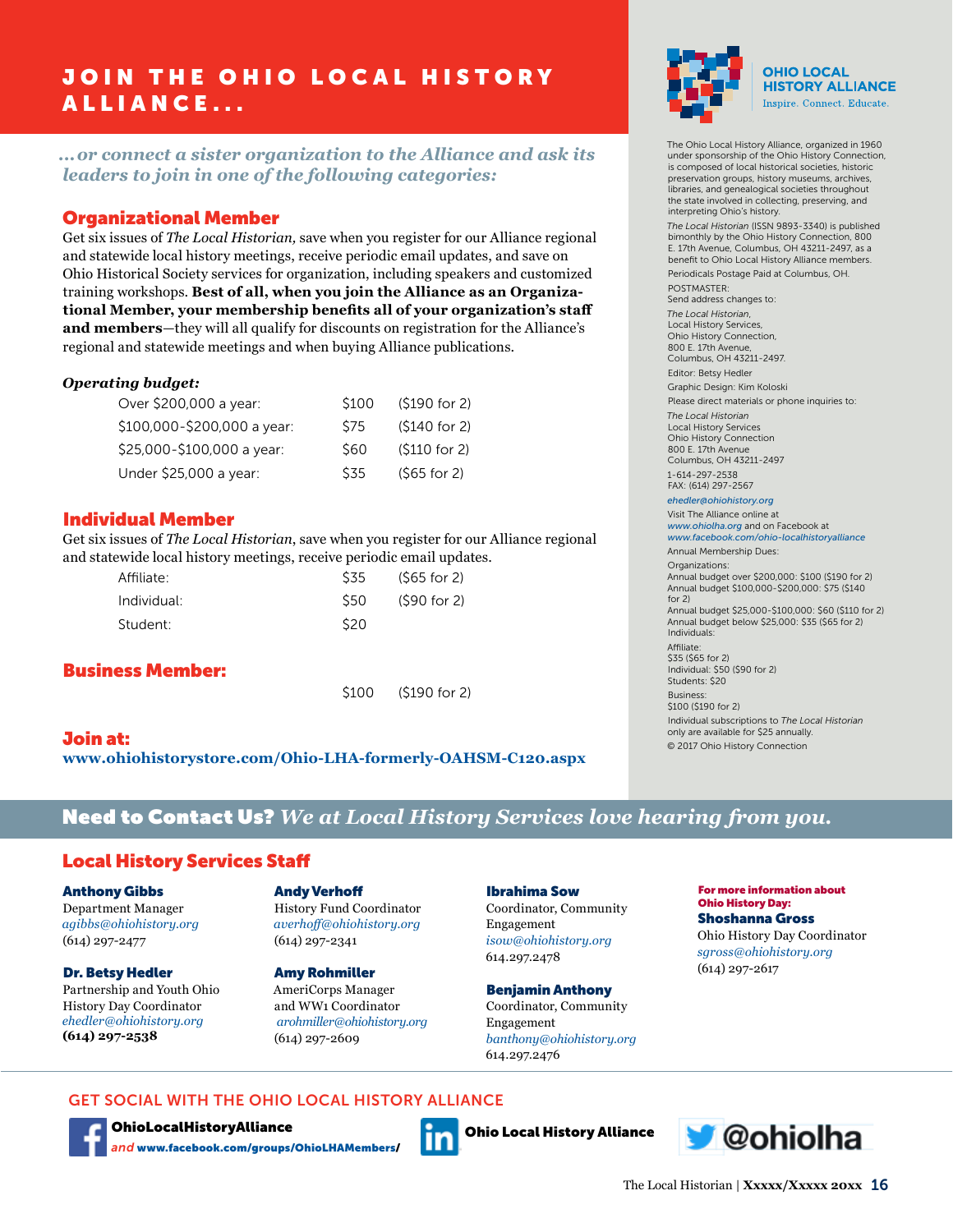# JOIN THE OHIO LOCAL HISTORY ALLIANCE...

*...or connect a sister organization to the Alliance and ask its leaders to join in one of the following categories:*

## Organizational Member

Get six issues of *The Local Historian,* save when you register for our Alliance regional and statewide local history meetings, receive periodic email updates, and save on Ohio Historical Society services for organization, including speakers and customized training workshops. **Best of all, when you join the Alliance as an Organizational Member, your membership benefits all of your organization's staff and members**—they will all qualify for discounts on registration for the Alliance's regional and statewide meetings and when buying Alliance publications.

***Operating budget:***

| | | |
|---|---|---|
| Over $200,000 a year: | $100 | ($190 for 2) |
| $100,000-$200,000 a year: | $75 | ($140 for 2) |
| $25,000-$100,000 a year: | $60 | ($110 for 2) |
| Under $25,000 a year: | $35 | ($65 for 2) |

## Individual Member

Get six issues of *The Local Historian*, save when you register for our Alliance regional and statewide local history meetings, receive periodic email updates.

| | | |
|---|---|---|
| Affiliate: | $35 | ($65 for 2) |
| Individual: | $50 | ($90 for 2) |
| Student: | $20 | |

## Business Member:

$100 ($190 for 2)

## Join at:

**www.ohiohistorystore.com/Ohio-LHA-formerly-OAHSM-C120.aspx**

---

OHIO LOCAL HISTORY ALLIANCE
Inspire. Connect. Educate.

The Ohio Local History Alliance, organized in 1960 under sponsorship of the Ohio History Connection, is composed of local historical societies, historic preservation groups, history museums, archives, libraries, and genealogical societies throughout the state involved in collecting, preserving, and interpreting Ohio's history.

*The Local Historian* (ISSN 9893-3340) is published bimonthly by the Ohio History Connection, 800 E. 17th Avenue, Columbus, OH 43211-2497, as a benefit to Ohio Local History Alliance members.

Periodicals Postage Paid at Columbus, OH.

POSTMASTER:
Send address changes to:

*The Local Historian*,
Local History Services,
Ohio History Connection,
800 E. 17th Avenue,
Columbus, OH 43211-2497.

Editor: Betsy Hedler

Graphic Design: Kim Koloski

Please direct materials or phone inquiries to:

*The Local Historian*
Local History Services
Ohio History Connection
800 E. 17th Avenue
Columbus, OH 43211-2497

1-614-297-2538
FAX: (614) 297-2567

*ehedler@ohiohistory.org*

Visit The Alliance online at *www.ohiolha.org* and on Facebook at *www.facebook.com/ohio-localhistoryalliance*

Annual Membership Dues:

Organizations:
Annual budget over $200,000: $100 ($190 for 2)
Annual budget $100,000-$200,000: $75 ($140 for 2)
Annual budget $25,000-$100,000: $60 ($110 for 2)
Annual budget below $25,000: $35 ($65 for 2)
Individuals:

Affiliate:
$35 ($65 for 2)
Individual: $50 ($90 for 2)
Students: $20

Business:
$100 ($190 for 2)

Individual subscriptions to *The Local Historian* only are available for $25 annually.

© 2017 Ohio History Connection

---

## Need to Contact Us? *We at Local History Services love hearing from you.*

### Local History Services Staff

**Anthony Gibbs**
Department Manager
*agibbs@ohiohistory.org*
(614) 297-2477

**Dr. Betsy Hedler**
Partnership and Youth Ohio History Day Coordinator
*ehedler@ohiohistory.org*
**(614) 297-2538**

**Andy Verhoff**
History Fund Coordinator
*averhoff@ohiohistory.org*
(614) 297-2341

**Amy Rohmiller**
AmeriCorps Manager and WW1 Coordinator
*arohmiller@ohiohistory.org*
(614) 297-2609

**Ibrahima Sow**
Coordinator, Community Engagement
*isow@ohiohistory.org*
614.297.2478

**Benjamin Anthony**
Coordinator, Community Engagement
*banthony@ohiohistory.org*
614.297.2476

**For more information about Ohio History Day:**
**Shoshanna Gross**
Ohio History Day Coordinator
*sgross@ohiohistory.org*
(614) 297-2617

---

GET SOCIAL WITH THE OHIO LOCAL HISTORY ALLIANCE

**OhioLocalHistoryAlliance**
*and* **www.facebook.com/groups/OhioLHAMembers/**

**Ohio Local History Alliance**

**@ohiolha**